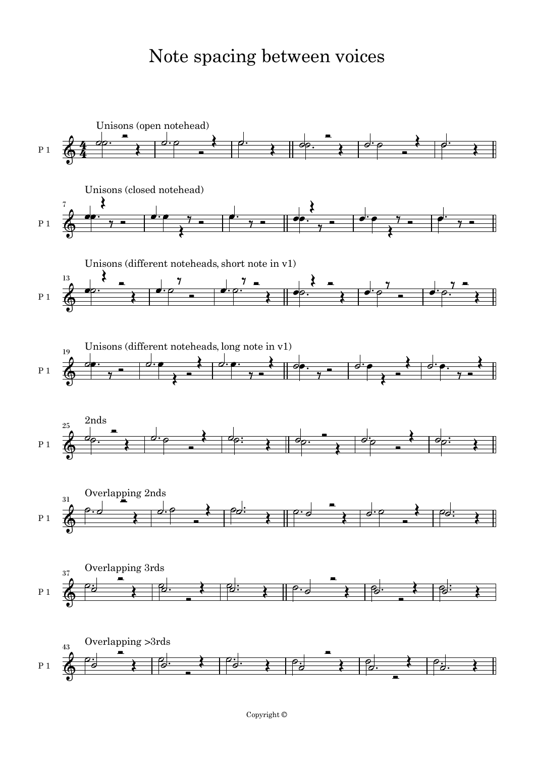# Note spacing between voices

Unisons (open notehead)

Unisons (closed notehead)

Unisons (different noteheads, short note in v1)

Unisons (different noteheads, long note in v1)

2nds

Overlapping 2nds

Overlapping 3rds

Overlapping >3rds

Copyright ©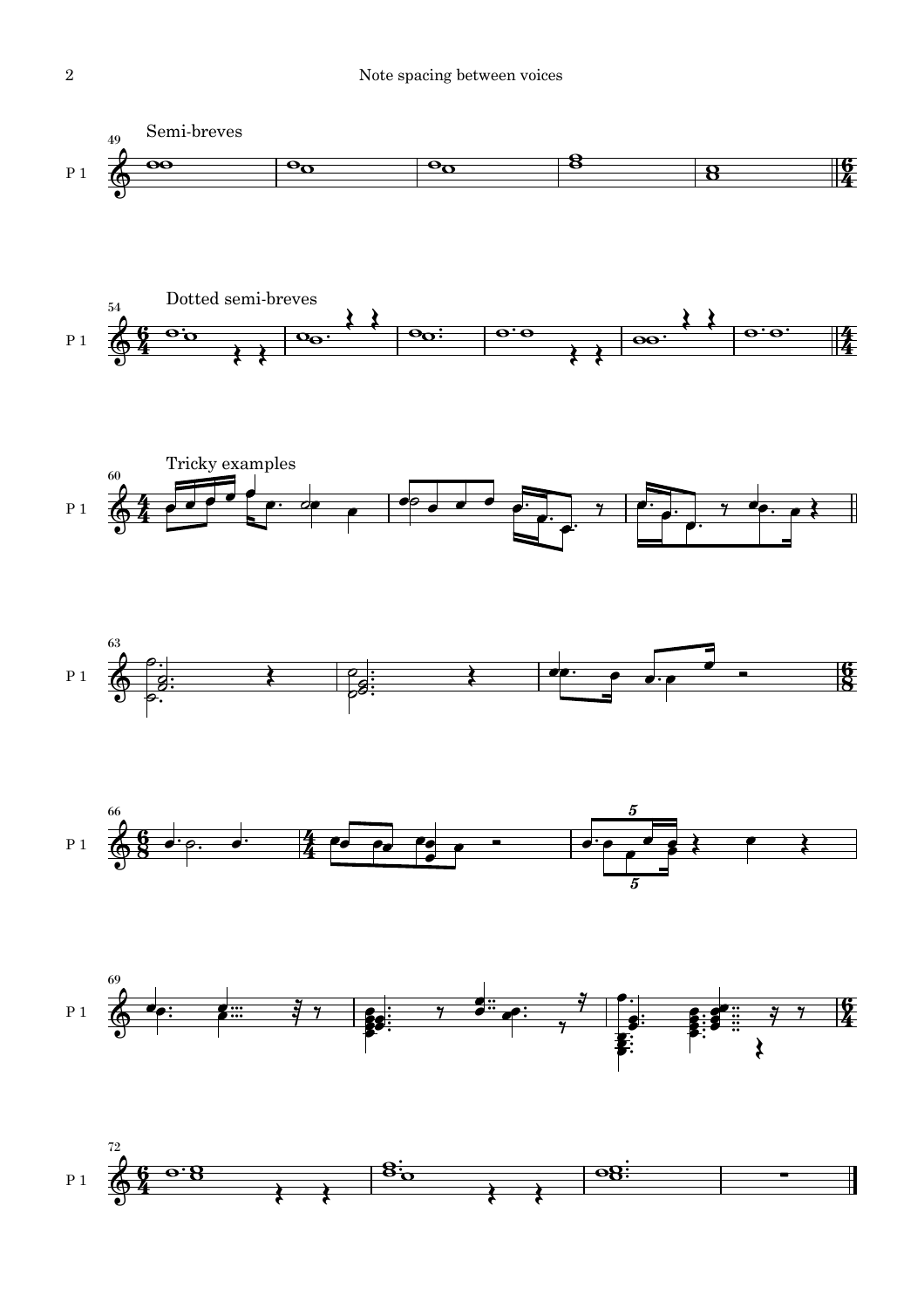Semi-breves

Dotted semi-breves

Tricky examples